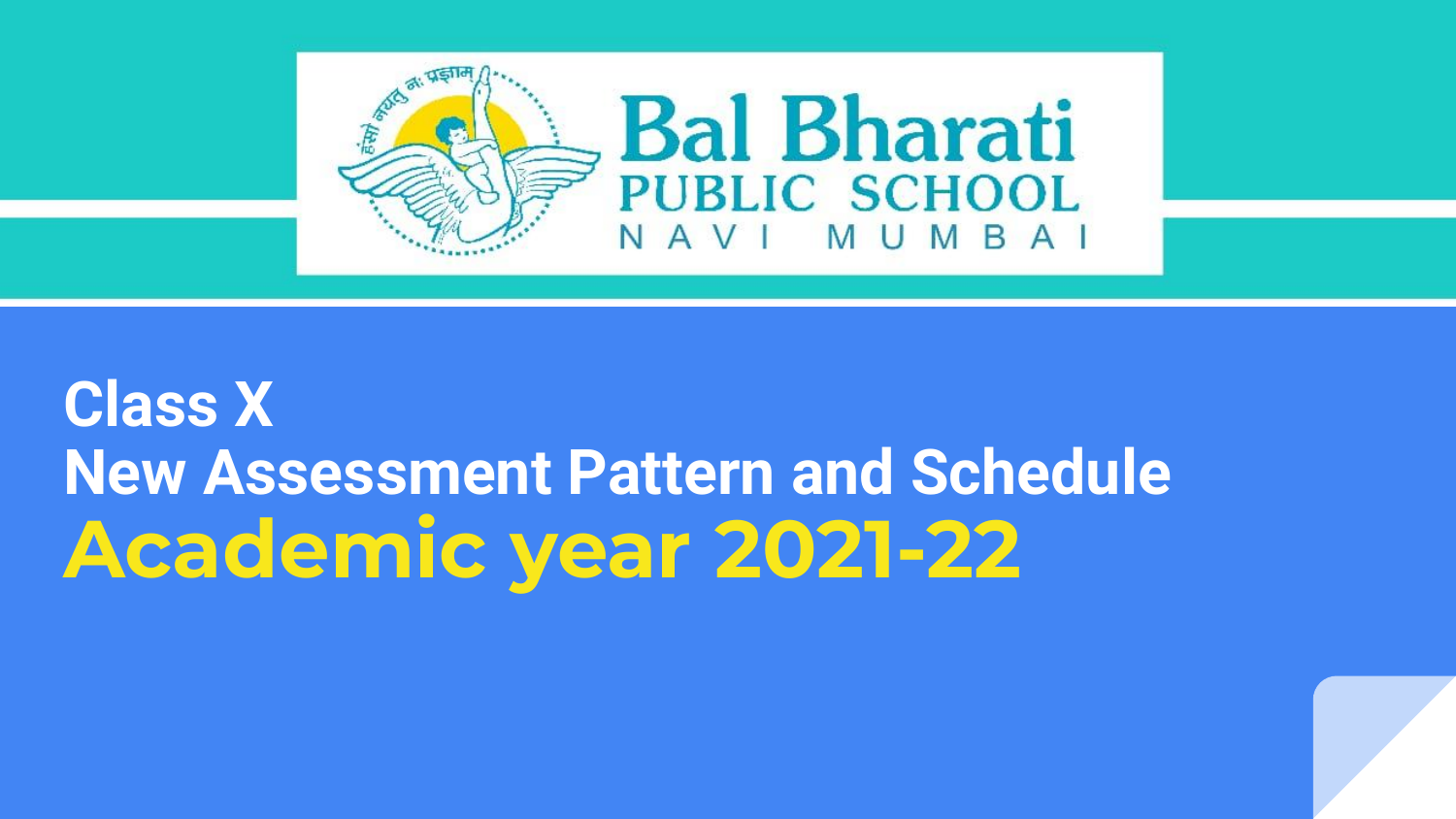Bal Bharati
PUBLIC SCHOOL
NAVI MUMBAI

# Class X
# New Assessment Pattern and Schedule
# Academic year 2021-22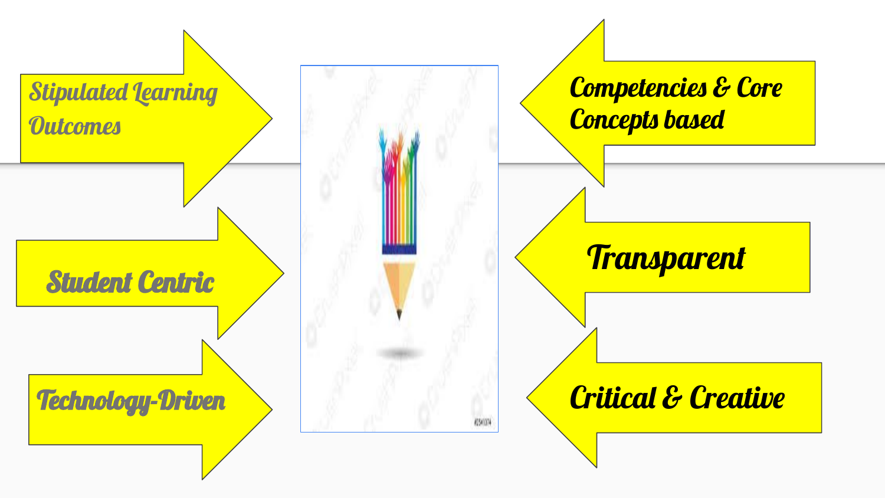Stipulated Learning Outcomes

Student Centric

Technology-Driven

Competencies & Core Concepts based

Transparent

Critical & Creative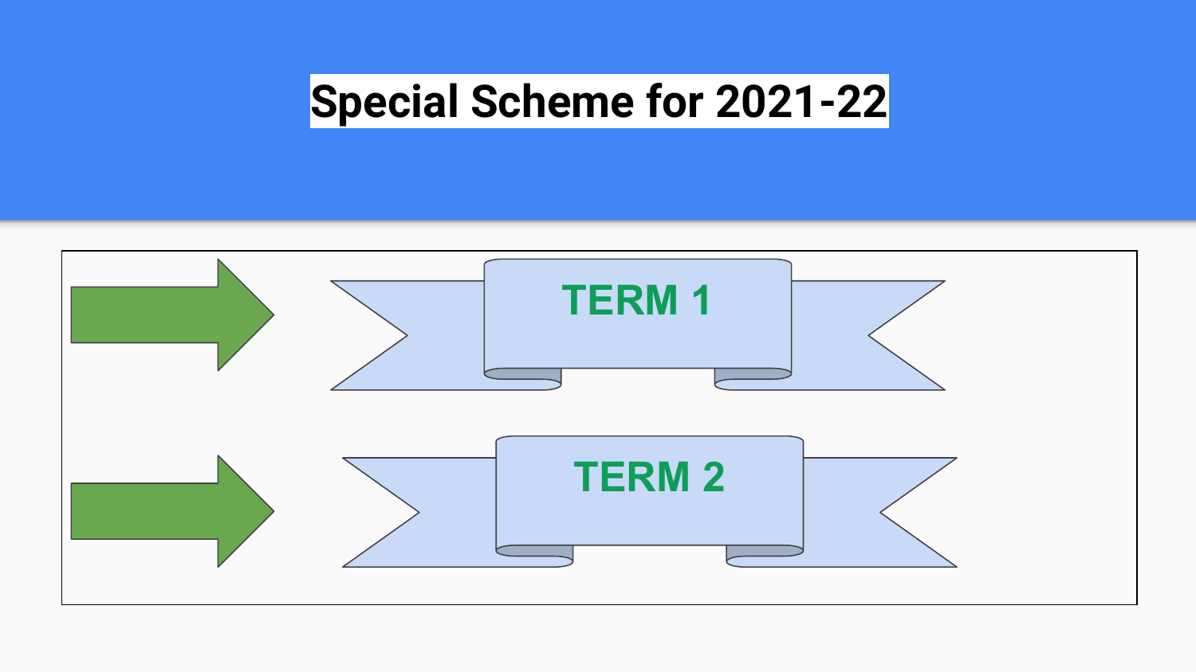# Special Scheme for 2021-22

- TERM 1
- TERM 2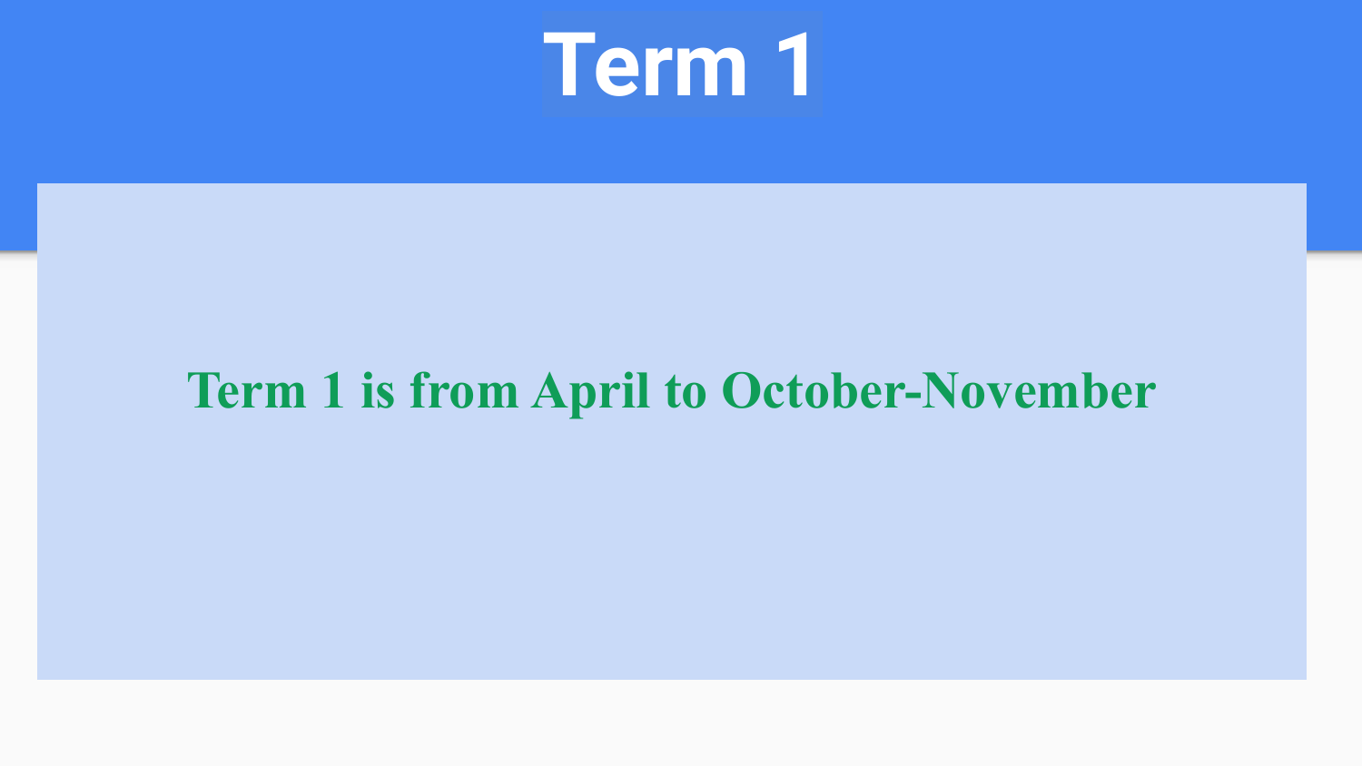# Term 1

**Term 1 is from April to October-November**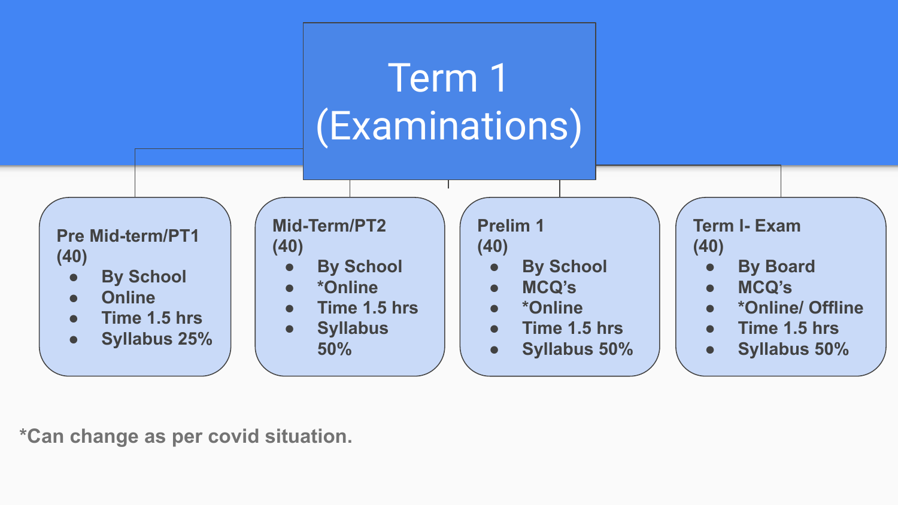# Term 1 (Examinations)

**Pre Mid-term/PT1 (40)**

- By School
- Online
- Time 1.5 hrs
- Syllabus 25%

**Mid-Term/PT2 (40)**

- By School
- *Online
- Time 1.5 hrs
- Syllabus 50%

**Prelim 1 (40)**

- By School
- MCQ's
- *Online
- Time 1.5 hrs
- Syllabus 50%

**Term I- Exam (40)**

- By Board
- MCQ's
- *Online/ Offline
- Time 1.5 hrs
- Syllabus 50%

*Can change as per covid situation.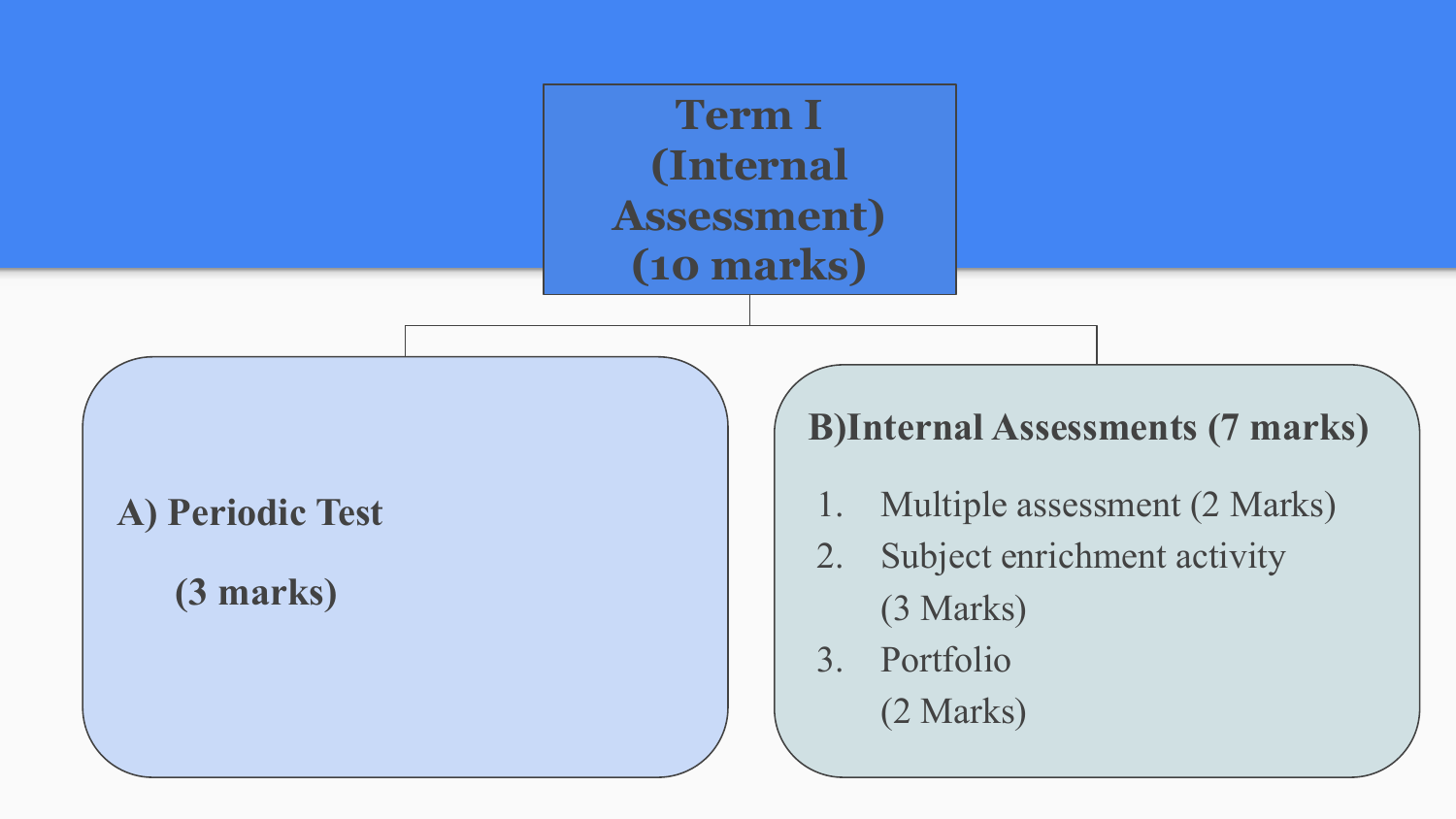# Term I (Internal Assessment) (10 marks)

**A) Periodic Test**

**(3 marks)**

**B)Internal Assessments (7 marks)**

1. Multiple assessment (2 Marks)
2. Subject enrichment activity (3 Marks)
3. Portfolio (2 Marks)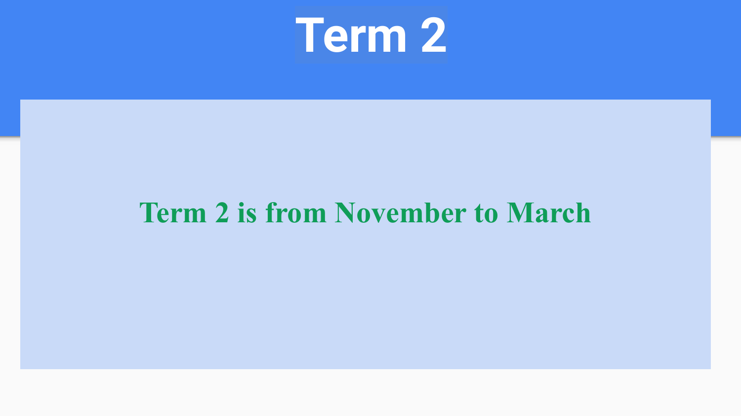# Term 2

**Term 2 is from November to March**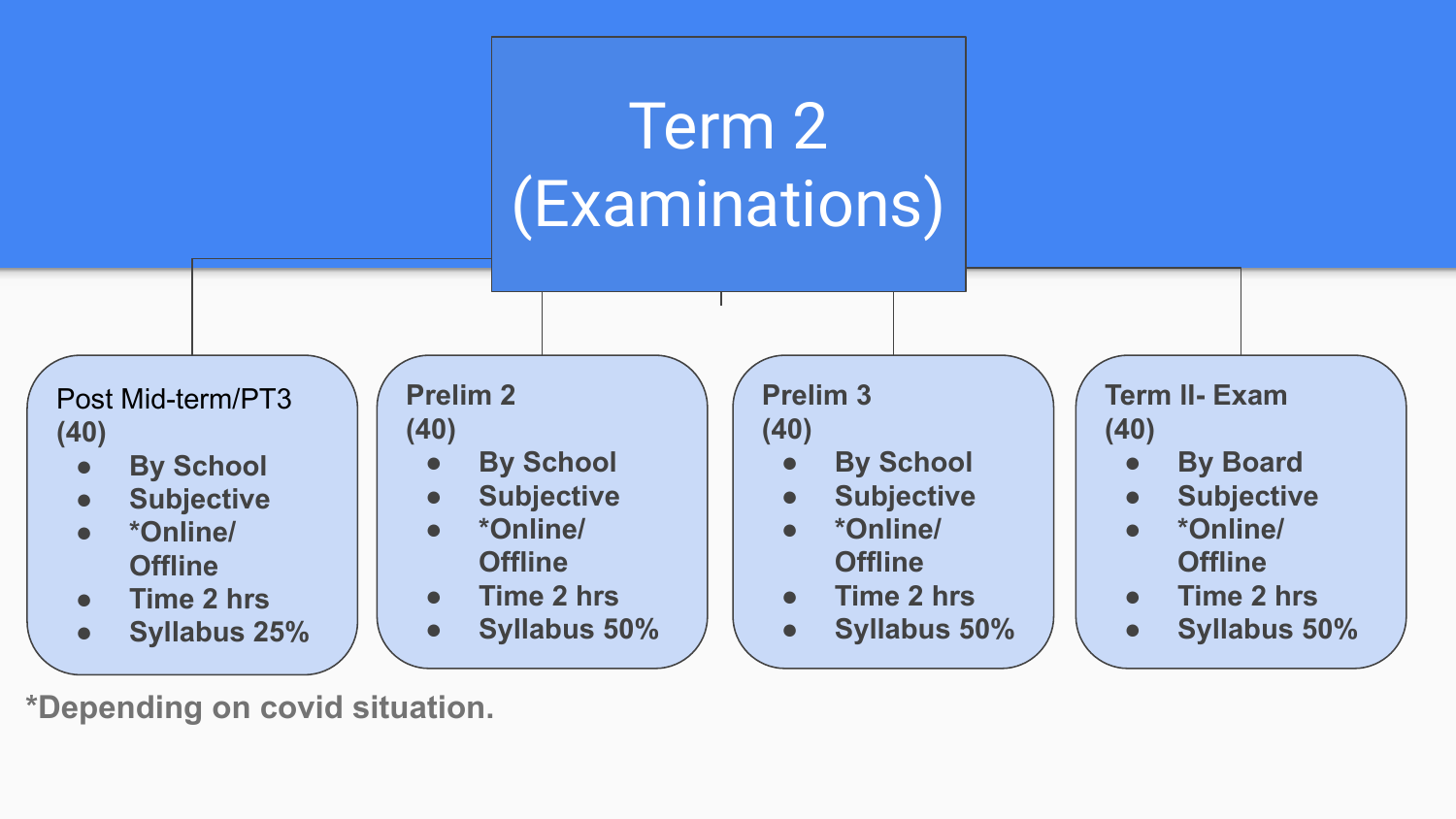# Term 2 (Examinations)

**Post Mid-term/PT3 (40)**

- By School
- Subjective
- *Online/ Offline
- Time 2 hrs
- Syllabus 25%

**Prelim 2 (40)**

- By School
- Subjective
- *Online/ Offline
- Time 2 hrs
- Syllabus 50%

**Prelim 3 (40)**

- By School
- Subjective
- *Online/ Offline
- Time 2 hrs
- Syllabus 50%

**Term II- Exam (40)**

- By Board
- Subjective
- *Online/ Offline
- Time 2 hrs
- Syllabus 50%

*Depending on covid situation.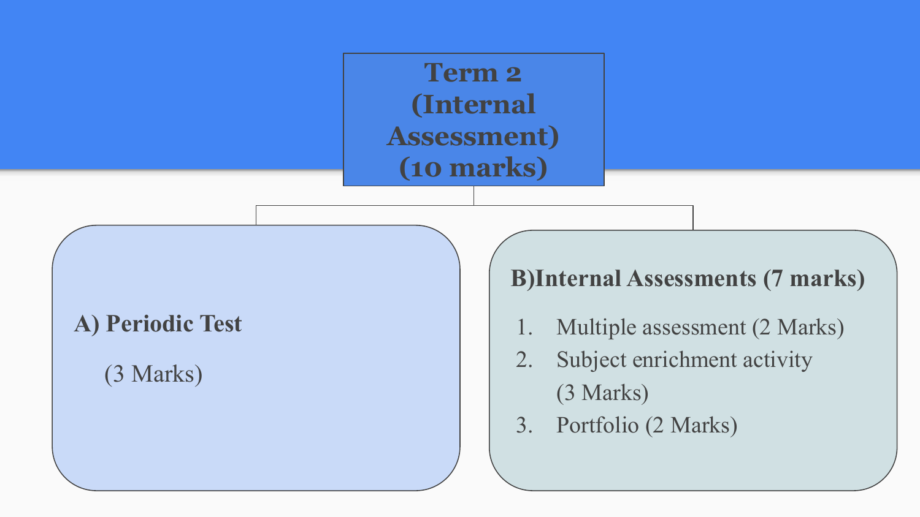# Term 2 (Internal Assessment) (10 marks)

**A) Periodic Test**

(3 Marks)

**B)Internal Assessments (7 marks)**

1. Multiple assessment (2 Marks)
2. Subject enrichment activity (3 Marks)
3. Portfolio (2 Marks)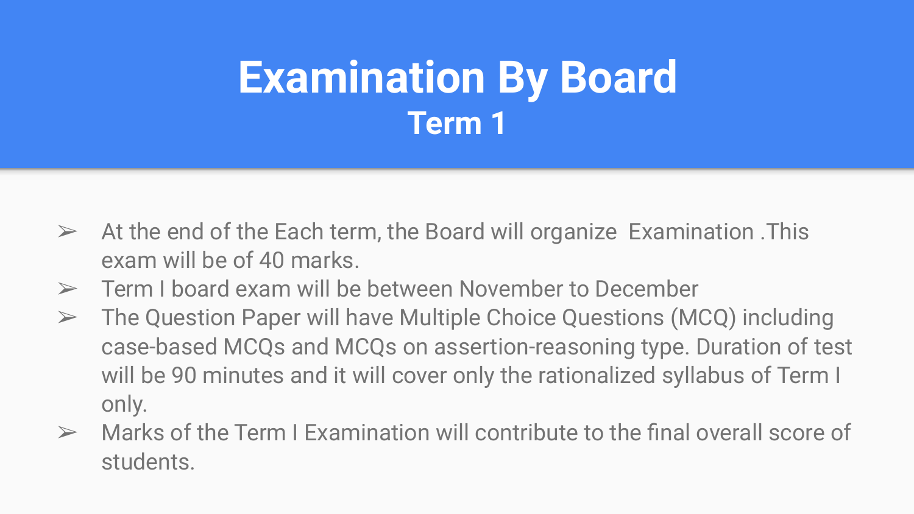# Examination By Board

## Term 1

- At the end of the Each term, the Board will organize Examination .This exam will be of 40 marks.
- Term I board exam will be between November to December
- The Question Paper will have Multiple Choice Questions (MCQ) including case-based MCQs and MCQs on assertion-reasoning type. Duration of test will be 90 minutes and it will cover only the rationalized syllabus of Term I only.
- Marks of the Term I Examination will contribute to the final overall score of students.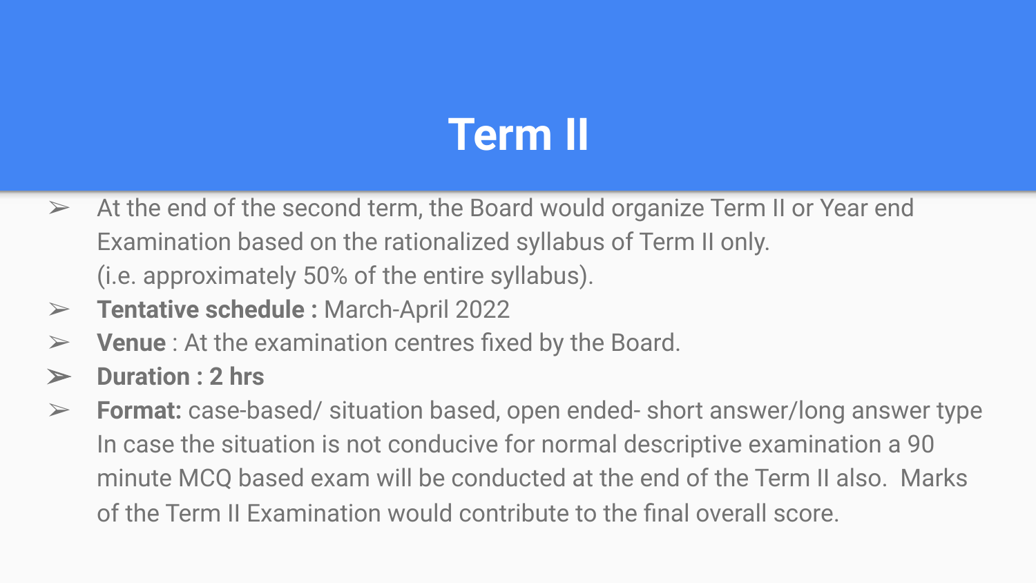# Term II

- At the end of the second term, the Board would organize Term II or Year end Examination based on the rationalized syllabus of Term II only. (i.e. approximately 50% of the entire syllabus).
- **Tentative schedule :** March-April 2022
- **Venue** : At the examination centres fixed by the Board.
- **Duration : 2 hrs**
- **Format:** case-based/ situation based, open ended- short answer/long answer type In case the situation is not conducive for normal descriptive examination a 90 minute MCQ based exam will be conducted at the end of the Term II also. Marks of the Term II Examination would contribute to the final overall score.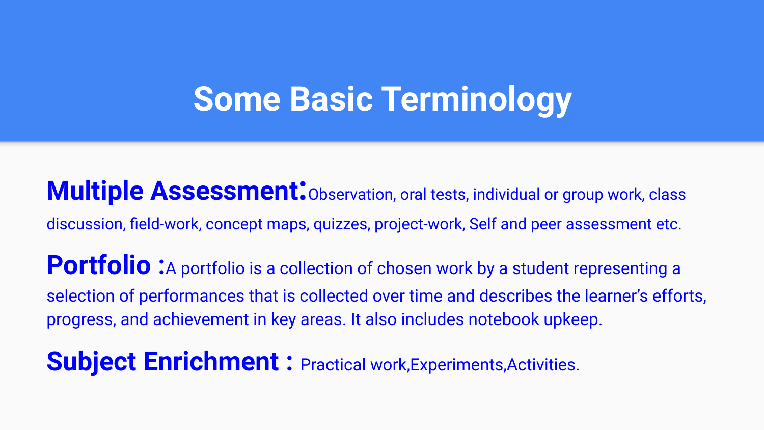# Some Basic Terminology

**Multiple Assessment:** Observation, oral tests, individual or group work, class discussion, field-work, concept maps, quizzes, project-work, Self and peer assessment etc.

**Portfolio :** A portfolio is a collection of chosen work by a student representing a selection of performances that is collected over time and describes the learner's efforts, progress, and achievement in key areas. It also includes notebook upkeep.

**Subject Enrichment :** Practical work,Experiments,Activities.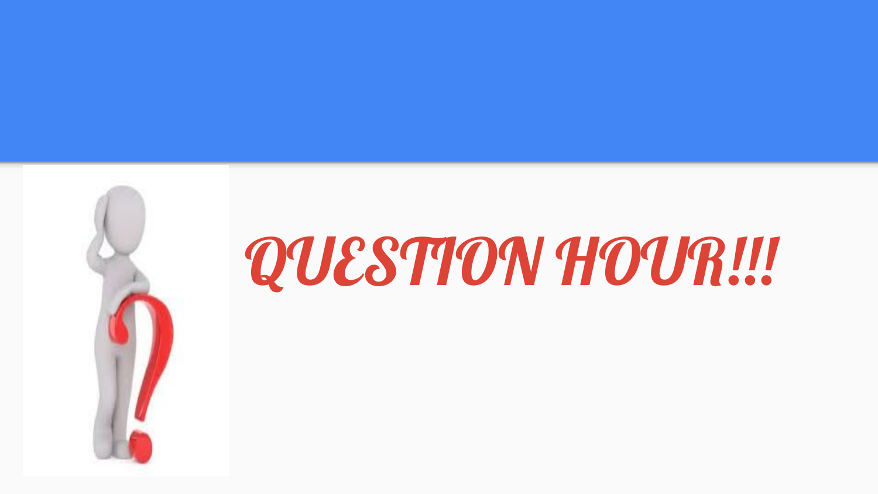# *QUESTION HOUR!!!*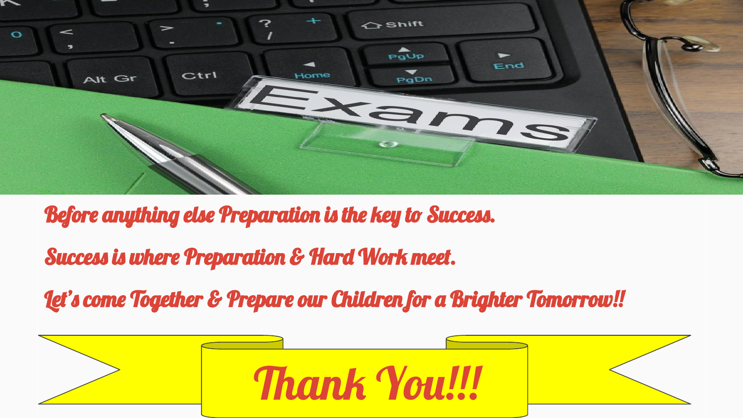*Before anything else Preparation is the key to Success.*

*Success is where Preparation & Hard Work meet.*

*Let's come Together & Prepare our Children for a Brighter Tomorrow!!*

# Thank You!!!